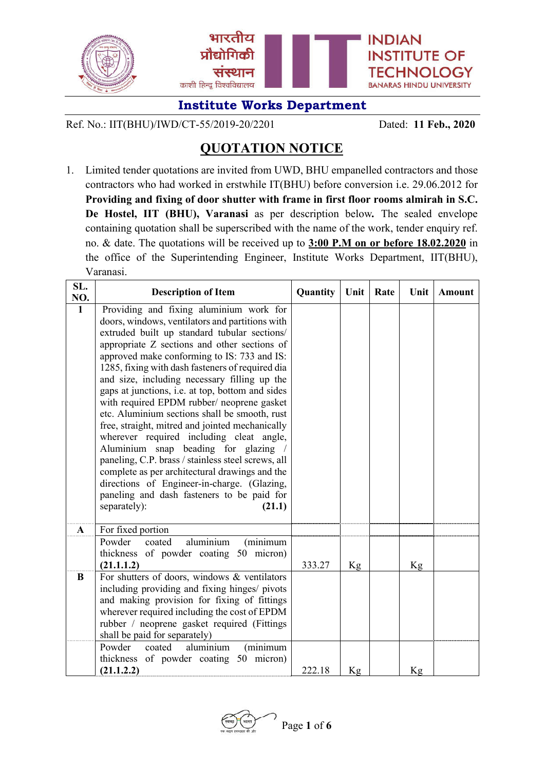भारतीय प्रौद्योगिकी संस्थान (काशी हिन्दू विश्वविद्यालय)

INDIAN INSTITUTE OF TECHNOLOGY BANARAS HINDU UNIVERSITY

## Institute Works Department

Ref. No.: IIT(BHU)/IWD/CT-55/2019-20/2201 Dated: **11 Feb., 2020**

# QUOTATION NOTICE

1. Limited tender quotations are invited from UWD, BHU empanelled contractors and those contractors who had worked in erstwhile IT(BHU) before conversion i.e. 29.06.2012 for **Providing and fixing of door shutter with frame in first floor rooms almirah in S.C. De Hostel, IIT (BHU), Varanasi** as per description below**.** The sealed envelope containing quotation shall be superscribed with the name of the work, tender enquiry ref. no. & date. The quotations will be received up to **3:00 P.M on or before 18.02.2020** in the office of the Superintending Engineer, Institute Works Department, IIT(BHU), Varanasi.

| SL. NO. | Description of Item | Quantity | Unit | Rate | Unit | Amount |
|---|---|---|---|---|---|---|
| **1** | Providing and fixing aluminium work for doors, windows, ventilators and partitions with extruded built up standard tubular sections/ appropriate Z sections and other sections of approved make conforming to IS: 733 and IS: 1285, fixing with dash fasteners of required dia and size, including necessary filling up the gaps at junctions, i.e. at top, bottom and sides with required EPDM rubber/ neoprene gasket etc. Aluminium sections shall be smooth, rust free, straight, mitred and jointed mechanically wherever required including cleat angle, Aluminium snap beading for glazing / paneling, C.P. brass / stainless steel screws, all complete as per architectural drawings and the directions of Engineer-in-charge. (Glazing, paneling and dash fasteners to be paid for separately): **(21.1)** | | | | | |
| **A** | For fixed portion | | | | | |
| | Powder coated aluminium (minimum thickness of powder coating 50 micron) **(21.1.1.2)** | 333.27 | Kg | | Kg | |
| **B** | For shutters of doors, windows & ventilators including providing and fixing hinges/ pivots and making provision for fixing of fittings wherever required including the cost of EPDM rubber / neoprene gasket required (Fittings shall be paid for separately) | | | | | |
| | Powder coated aluminium (minimum thickness of powder coating 50 micron) **(21.1.2.2)** | 222.18 | Kg | | Kg | |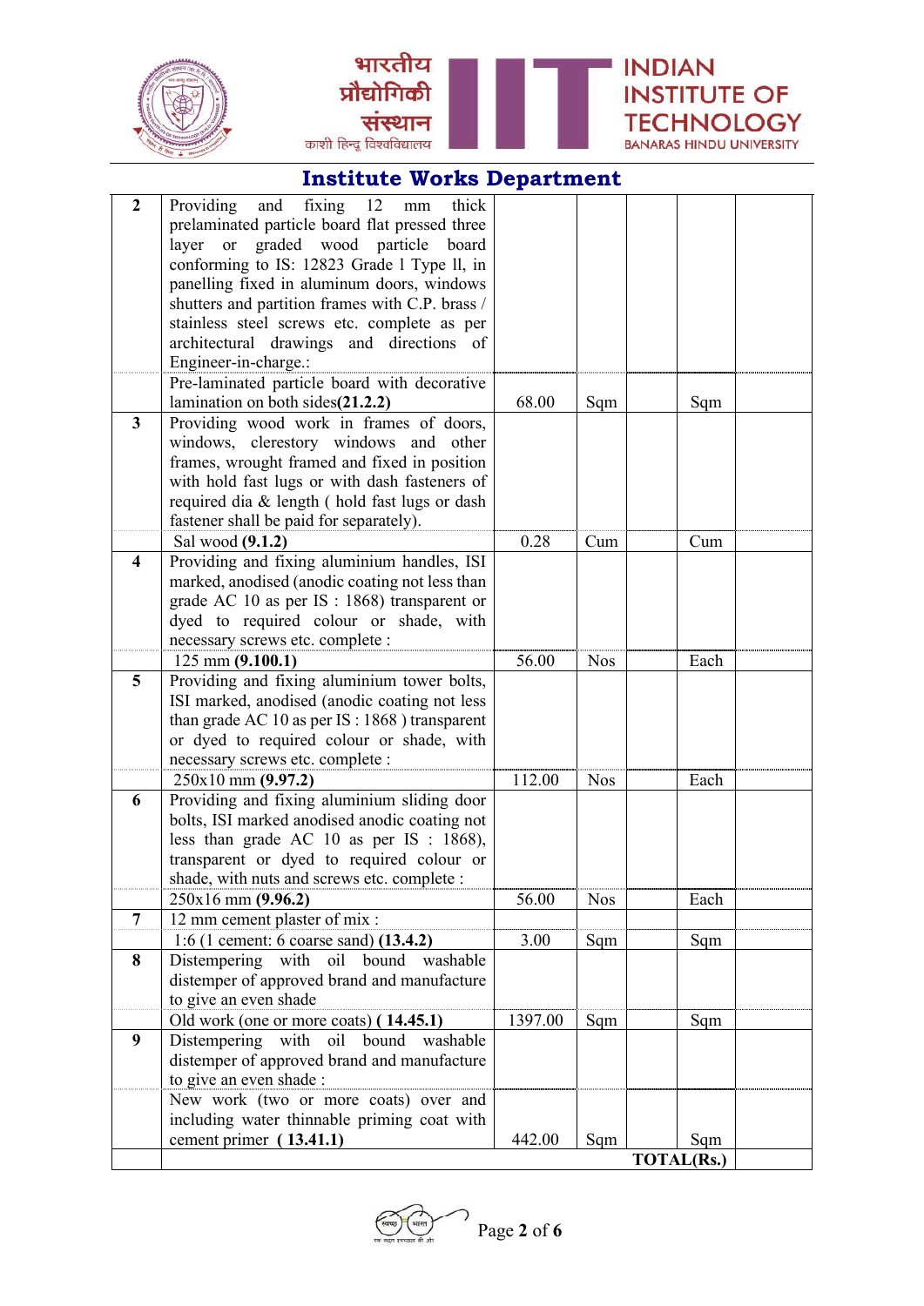## Institute Works Department

| | | | | | | |
|---|---|---|---|---|---|---|
| **2** | Providing and fixing 12 mm thick prelaminated particle board flat pressed three layer or graded wood particle board conforming to IS: 12823 Grade 1 Type II, in panelling fixed in aluminum doors, windows shutters and partition frames with C.P. brass / stainless steel screws etc. complete as per architectural drawings and directions of Engineer-in-charge.: | | | | | |
| | Pre-laminated particle board with decorative lamination on both sides**(21.2.2)** | 68.00 | Sqm | | Sqm | |
| **3** | Providing wood work in frames of doors, windows, clerestory windows and other frames, wrought framed and fixed in position with hold fast lugs or with dash fasteners of required dia & length ( hold fast lugs or dash fastener shall be paid for separately). | | | | | |
| | Sal wood **(9.1.2)** | 0.28 | Cum | | Cum | |
| **4** | Providing and fixing aluminium handles, ISI marked, anodised (anodic coating not less than grade AC 10 as per IS : 1868) transparent or dyed to required colour or shade, with necessary screws etc. complete : | | | | | |
| | 125 mm **(9.100.1)** | 56.00 | Nos | | Each | |
| **5** | Providing and fixing aluminium tower bolts, ISI marked, anodised (anodic coating not less than grade AC 10 as per IS : 1868 ) transparent or dyed to required colour or shade, with necessary screws etc. complete : | | | | | |
| | 250x10 mm **(9.97.2)** | 112.00 | Nos | | Each | |
| **6** | Providing and fixing aluminium sliding door bolts, ISI marked anodised anodic coating not less than grade AC 10 as per IS : 1868), transparent or dyed to required colour or shade, with nuts and screws etc. complete : | | | | | |
| | 250x16 mm **(9.96.2)** | 56.00 | Nos | | Each | |
| **7** | 12 mm cement plaster of mix : | | | | | |
| | 1:6 (1 cement: 6 coarse sand) **(13.4.2)** | 3.00 | Sqm | | Sqm | |
| **8** | Distempering with oil bound washable distemper of approved brand and manufacture to give an even shade | | | | | |
| | Old work (one or more coats) **( 14.45.1)** | 1397.00 | Sqm | | Sqm | |
| **9** | Distempering with oil bound washable distemper of approved brand and manufacture to give an even shade : | | | | | |
| | New work (two or more coats) over and including water thinnable priming coat with cement primer **( 13.41.1)** | 442.00 | Sqm | | Sqm | |
| | | | | | **TOTAL(Rs.)** | |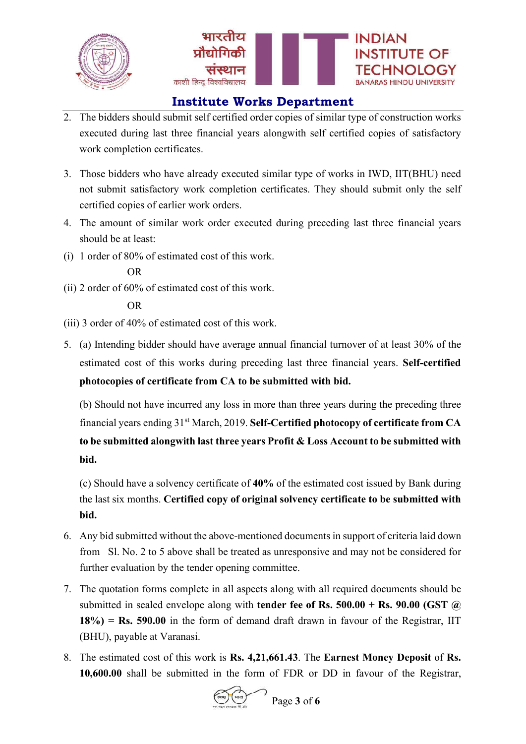## Institute Works Department

2. The bidders should submit self certified order copies of similar type of construction works executed during last three financial years alongwith self certified copies of satisfactory work completion certificates.

3. Those bidders who have already executed similar type of works in IWD, IIT(BHU) need not submit satisfactory work completion certificates. They should submit only the self certified copies of earlier work orders.

4. The amount of similar work order executed during preceding last three financial years should be at least:

(i) 1 order of 80% of estimated cost of this work.

OR

(ii) 2 order of 60% of estimated cost of this work.

OR

(iii) 3 order of 40% of estimated cost of this work.

5. (a) Intending bidder should have average annual financial turnover of at least 30% of the estimated cost of this works during preceding last three financial years. **Self-certified photocopies of certificate from CA to be submitted with bid.**

   (b) Should not have incurred any loss in more than three years during the preceding three financial years ending 31st March, 2019. **Self-Certified photocopy of certificate from CA to be submitted alongwith last three years Profit & Loss Account to be submitted with bid.**

   (c) Should have a solvency certificate of **40%** of the estimated cost issued by Bank during the last six months. **Certified copy of original solvency certificate to be submitted with bid.**

6. Any bid submitted without the above-mentioned documents in support of criteria laid down from Sl. No. 2 to 5 above shall be treated as unresponsive and may not be considered for further evaluation by the tender opening committee.

7. The quotation forms complete in all aspects along with all required documents should be submitted in sealed envelope along with **tender fee of Rs. 500.00 + Rs. 90.00 (GST @ 18%) = Rs. 590.00** in the form of demand draft drawn in favour of the Registrar, IIT (BHU), payable at Varanasi.

8. The estimated cost of this work is **Rs. 4,21,661.43**. The **Earnest Money Deposit** of **Rs. 10,600.00** shall be submitted in the form of FDR or DD in favour of the Registrar,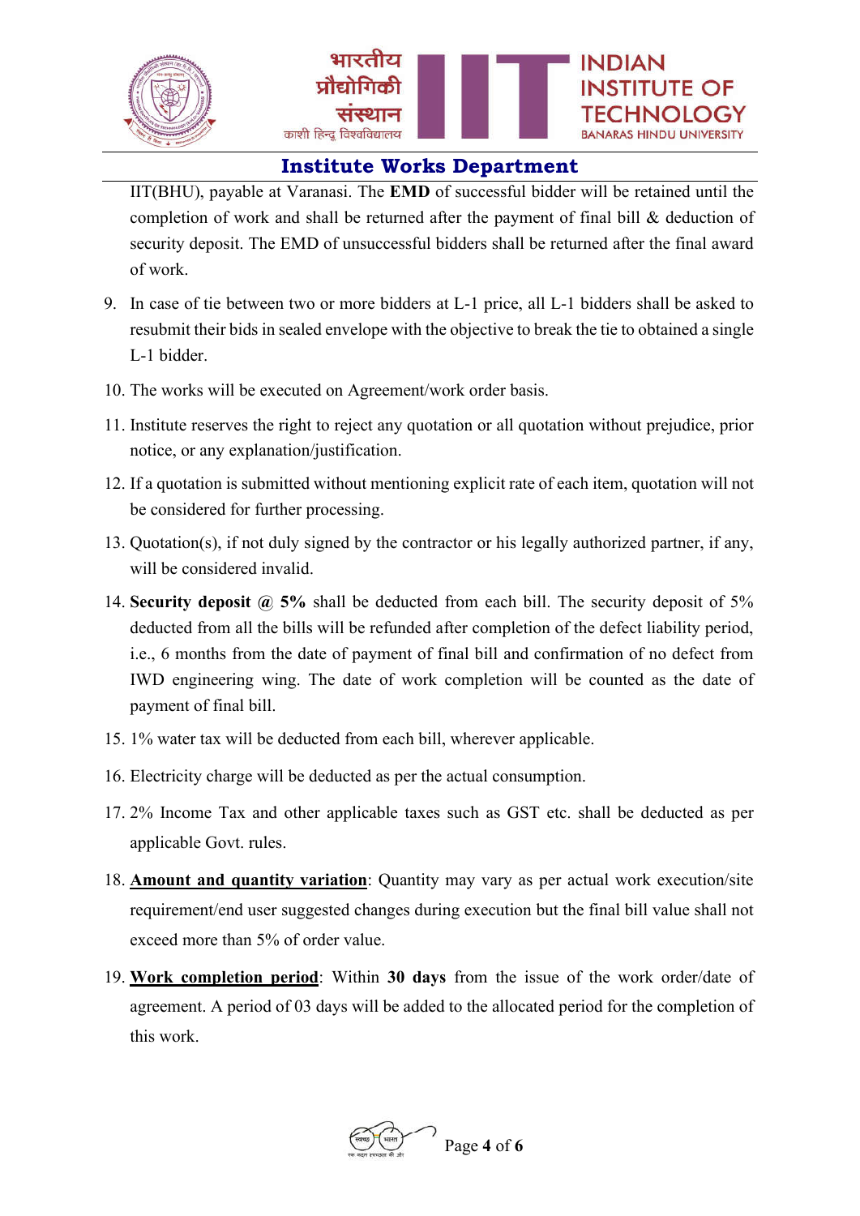IIT(BHU), payable at Varanasi. The **EMD** of successful bidder will be retained until the completion of work and shall be returned after the payment of final bill & deduction of security deposit. The EMD of unsuccessful bidders shall be returned after the final award of work.

9. In case of tie between two or more bidders at L-1 price, all L-1 bidders shall be asked to resubmit their bids in sealed envelope with the objective to break the tie to obtained a single L-1 bidder.
10. The works will be executed on Agreement/work order basis.
11. Institute reserves the right to reject any quotation or all quotation without prejudice, prior notice, or any explanation/justification.
12. If a quotation is submitted without mentioning explicit rate of each item, quotation will not be considered for further processing.
13. Quotation(s), if not duly signed by the contractor or his legally authorized partner, if any, will be considered invalid.
14. **Security deposit @ 5%** shall be deducted from each bill. The security deposit of 5% deducted from all the bills will be refunded after completion of the defect liability period, i.e., 6 months from the date of payment of final bill and confirmation of no defect from IWD engineering wing. The date of work completion will be counted as the date of payment of final bill.
15. 1% water tax will be deducted from each bill, wherever applicable.
16. Electricity charge will be deducted as per the actual consumption.
17. 2% Income Tax and other applicable taxes such as GST etc. shall be deducted as per applicable Govt. rules.
18. **Amount and quantity variation**: Quantity may vary as per actual work execution/site requirement/end user suggested changes during execution but the final bill value shall not exceed more than 5% of order value.
19. **Work completion period**: Within **30 days** from the issue of the work order/date of agreement. A period of 03 days will be added to the allocated period for the completion of this work.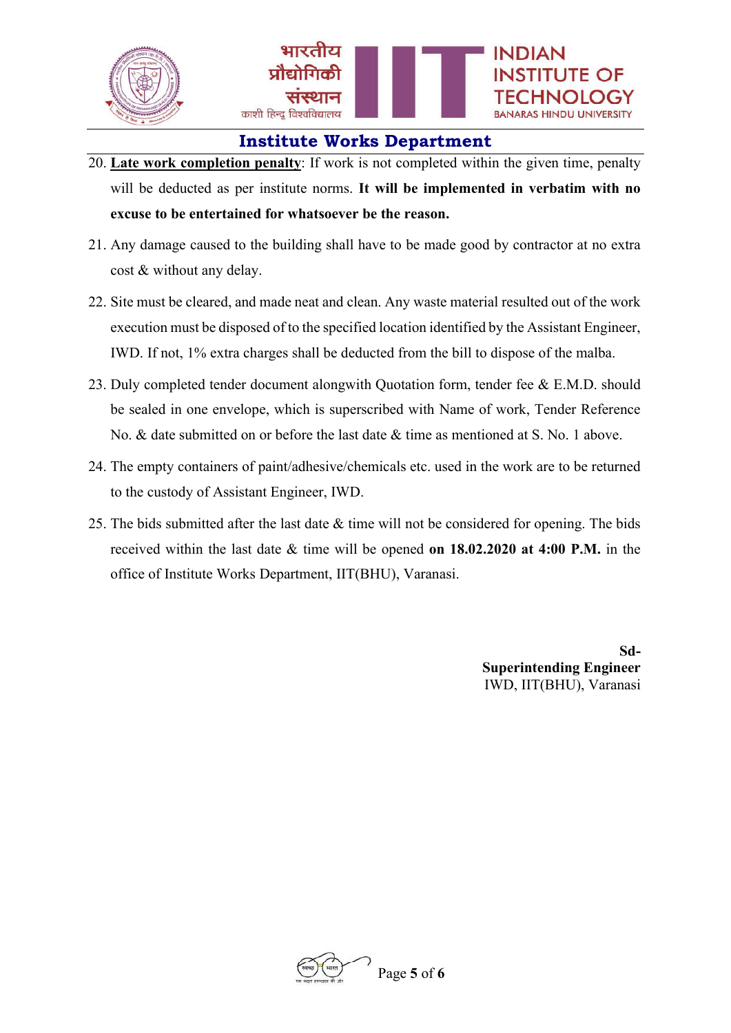20. **Late work completion penalty**: If work is not completed within the given time, penalty will be deducted as per institute norms. **It will be implemented in verbatim with no excuse to be entertained for whatsoever be the reason.**

21. Any damage caused to the building shall have to be made good by contractor at no extra cost & without any delay.

22. Site must be cleared, and made neat and clean. Any waste material resulted out of the work execution must be disposed of to the specified location identified by the Assistant Engineer, IWD. If not, 1% extra charges shall be deducted from the bill to dispose of the malba.

23. Duly completed tender document alongwith Quotation form, tender fee & E.M.D. should be sealed in one envelope, which is superscribed with Name of work, Tender Reference No. & date submitted on or before the last date & time as mentioned at S. No. 1 above.

24. The empty containers of paint/adhesive/chemicals etc. used in the work are to be returned to the custody of Assistant Engineer, IWD.

25. The bids submitted after the last date & time will not be considered for opening. The bids received within the last date & time will be opened **on 18.02.2020 at 4:00 P.M.** in the office of Institute Works Department, IIT(BHU), Varanasi.

**Sd-**
**Superintending Engineer**
IWD, IIT(BHU), Varanasi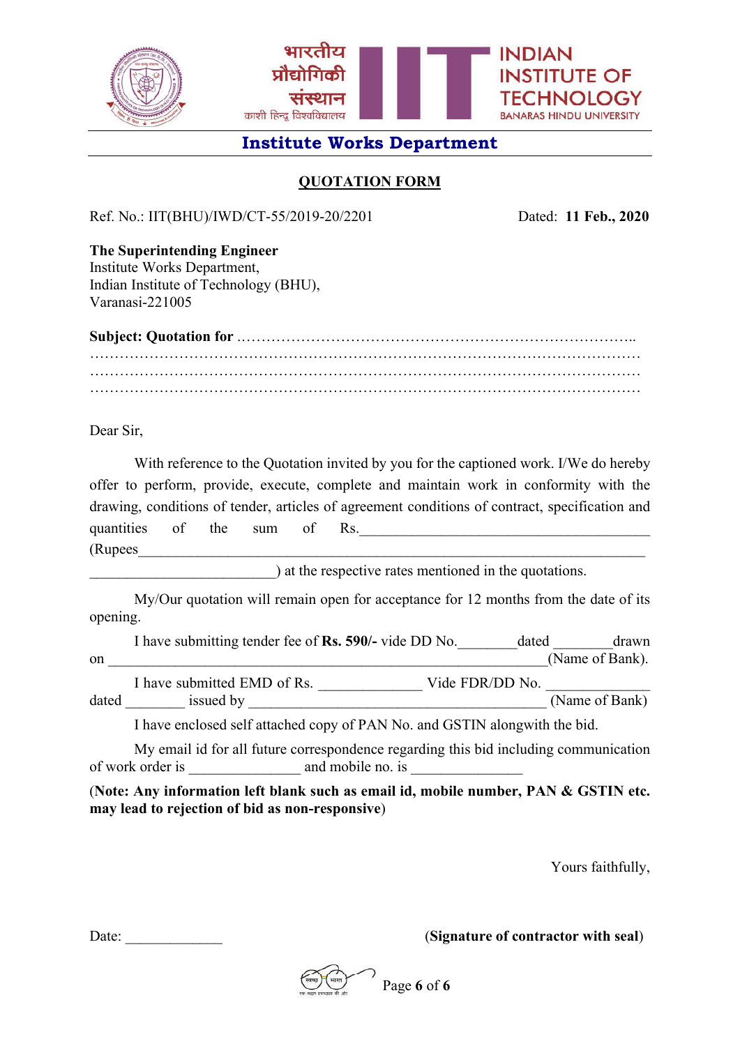भारतीय प्रौद्योगिकी संस्थान काशी हिन्दू विश्वविद्यालय

INDIAN INSTITUTE OF TECHNOLOGY BANARAS HINDU UNIVERSITY

## Institute Works Department

### QUOTATION FORM

Ref. No.: IIT(BHU)/IWD/CT-55/2019-20/2201 Dated: **11 Feb., 2020**

**The Superintending Engineer**
Institute Works Department,
Indian Institute of Technology (BHU),
Varanasi-221005

**Subject: Quotation for** ……………………………………………………………………..
…………………………………………………………………………………………………
…………………………………………………………………………………………………
…………………………………………………………………………………………………

Dear Sir,

With reference to the Quotation invited by you for the captioned work. I/We do hereby offer to perform, provide, execute, complete and maintain work in conformity with the drawing, conditions of tender, articles of agreement conditions of contract, specification and quantities of the sum of Rs.________________________________________ (Rupees_____________________________________________________________________ _________________________) at the respective rates mentioned in the quotations.

My/Our quotation will remain open for acceptance for 12 months from the date of its opening.

I have submitting tender fee of **Rs. 590/-** vide DD No.________dated ________drawn on _______________________________________________________________(Name of Bank).

I have submitted EMD of Rs. ______________ Vide FDR/DD No. ______________ dated ________ issued by ___________________________________________ (Name of Bank)

I have enclosed self attached copy of PAN No. and GSTIN alongwith the bid.

My email id for all future correspondence regarding this bid including communication of work order is _______________ and mobile no. is _______________

(**Note: Any information left blank such as email id, mobile number, PAN & GSTIN etc. may lead to rejection of bid as non-responsive**)

Yours faithfully,

Date: _____________ (**Signature of contractor with seal**)